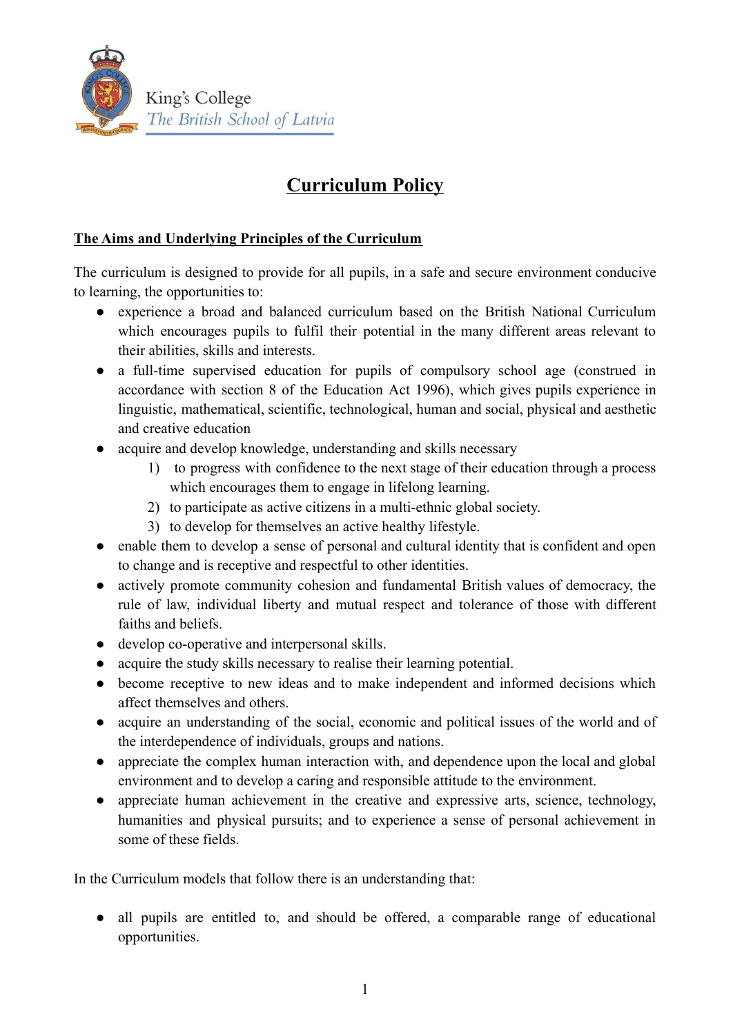King's College
*The British School of Latvia*

# Curriculum Policy

## The Aims and Underlying Principles of the Curriculum

The curriculum is designed to provide for all pupils, in a safe and secure environment conducive to learning, the opportunities to:

- experience a broad and balanced curriculum based on the British National Curriculum which encourages pupils to fulfil their potential in the many different areas relevant to their abilities, skills and interests.
- a full-time supervised education for pupils of compulsory school age (construed in accordance with section 8 of the Education Act 1996), which gives pupils experience in linguistic, mathematical, scientific, technological, human and social, physical and aesthetic and creative education
- acquire and develop knowledge, understanding and skills necessary
  1) to progress with confidence to the next stage of their education through a process which encourages them to engage in lifelong learning.
  2) to participate as active citizens in a multi-ethnic global society.
  3) to develop for themselves an active healthy lifestyle.
- enable them to develop a sense of personal and cultural identity that is confident and open to change and is receptive and respectful to other identities.
- actively promote community cohesion and fundamental British values of democracy, the rule of law, individual liberty and mutual respect and tolerance of those with different faiths and beliefs.
- develop co-operative and interpersonal skills.
- acquire the study skills necessary to realise their learning potential.
- become receptive to new ideas and to make independent and informed decisions which affect themselves and others.
- acquire an understanding of the social, economic and political issues of the world and of the interdependence of individuals, groups and nations.
- appreciate the complex human interaction with, and dependence upon the local and global environment and to develop a caring and responsible attitude to the environment.
- appreciate human achievement in the creative and expressive arts, science, technology, humanities and physical pursuits; and to experience a sense of personal achievement in some of these fields.

In the Curriculum models that follow there is an understanding that:

- all pupils are entitled to, and should be offered, a comparable range of educational opportunities.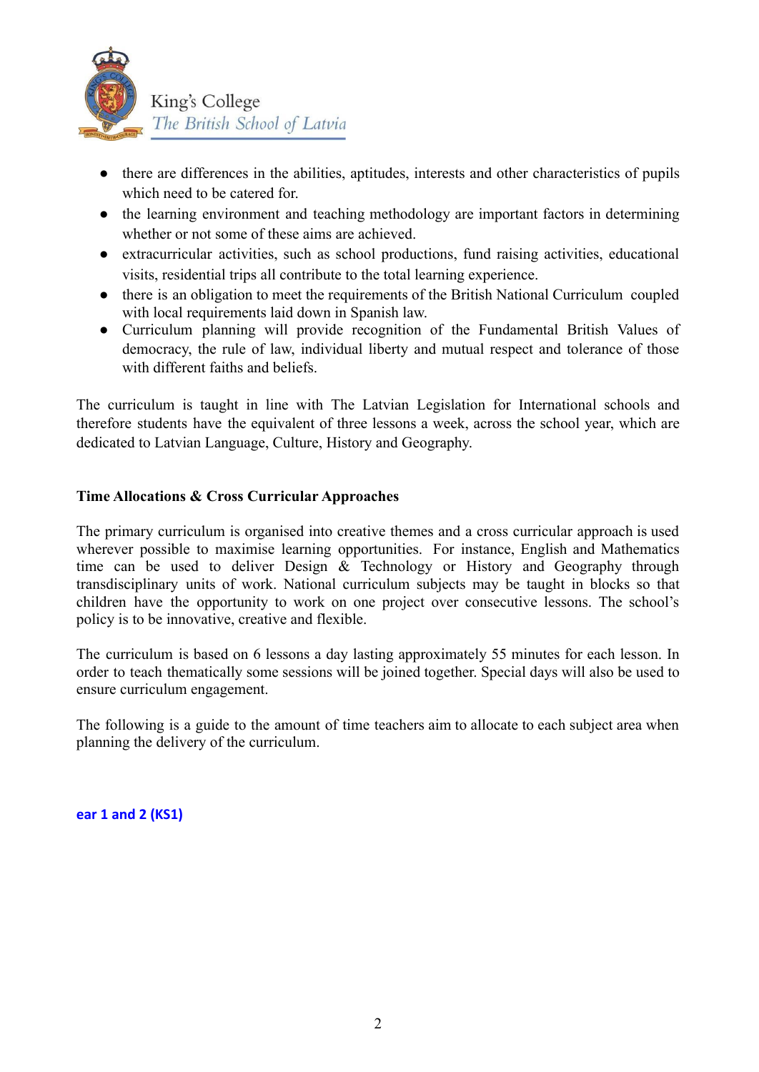- there are differences in the abilities, aptitudes, interests and other characteristics of pupils which need to be catered for.
- the learning environment and teaching methodology are important factors in determining whether or not some of these aims are achieved.
- extracurricular activities, such as school productions, fund raising activities, educational visits, residential trips all contribute to the total learning experience.
- there is an obligation to meet the requirements of the British National Curriculum coupled with local requirements laid down in Spanish law.
- Curriculum planning will provide recognition of the Fundamental British Values of democracy, the rule of law, individual liberty and mutual respect and tolerance of those with different faiths and beliefs.

The curriculum is taught in line with The Latvian Legislation for International schools and therefore students have the equivalent of three lessons a week, across the school year, which are dedicated to Latvian Language, Culture, History and Geography.

**Time Allocations & Cross Curricular Approaches**

The primary curriculum is organised into creative themes and a cross curricular approach is used wherever possible to maximise learning opportunities. For instance, English and Mathematics time can be used to deliver Design & Technology or History and Geography through transdisciplinary units of work. National curriculum subjects may be taught in blocks so that children have the opportunity to work on one project over consecutive lessons. The school's policy is to be innovative, creative and flexible.

The curriculum is based on 6 lessons a day lasting approximately 55 minutes for each lesson. In order to teach thematically some sessions will be joined together. Special days will also be used to ensure curriculum engagement.

The following is a guide to the amount of time teachers aim to allocate to each subject area when planning the delivery of the curriculum.

**ear 1 and 2 (KS1)**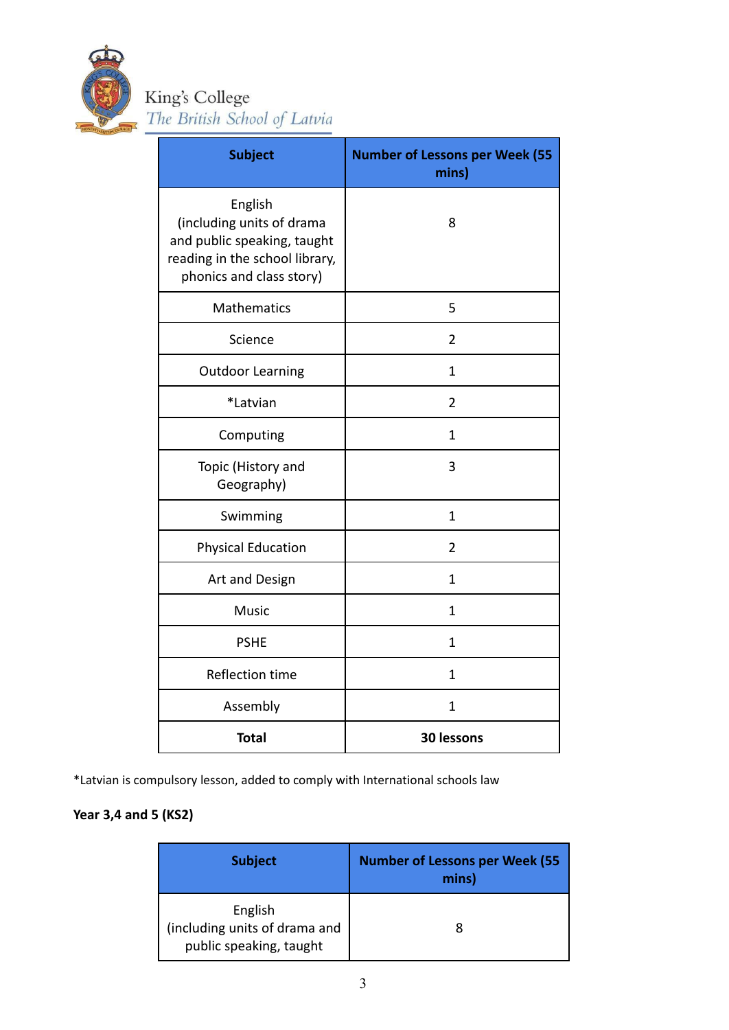| Subject | Number of Lessons per Week (55 mins) |
|---|---|
| English (including units of drama and public speaking, taught reading in the school library, phonics and class story) | 8 |
| Mathematics | 5 |
| Science | 2 |
| Outdoor Learning | 1 |
| *Latvian | 2 |
| Computing | 1 |
| Topic (History and Geography) | 3 |
| Swimming | 1 |
| Physical Education | 2 |
| Art and Design | 1 |
| Music | 1 |
| PSHE | 1 |
| Reflection time | 1 |
| Assembly | 1 |
| **Total** | **30 lessons** |

*Latvian is compulsory lesson, added to comply with International schools law

**Year 3,4 and 5 (KS2)**

| Subject | Number of Lessons per Week (55 mins) |
|---|---|
| English (including units of drama and public speaking, taught | 8 |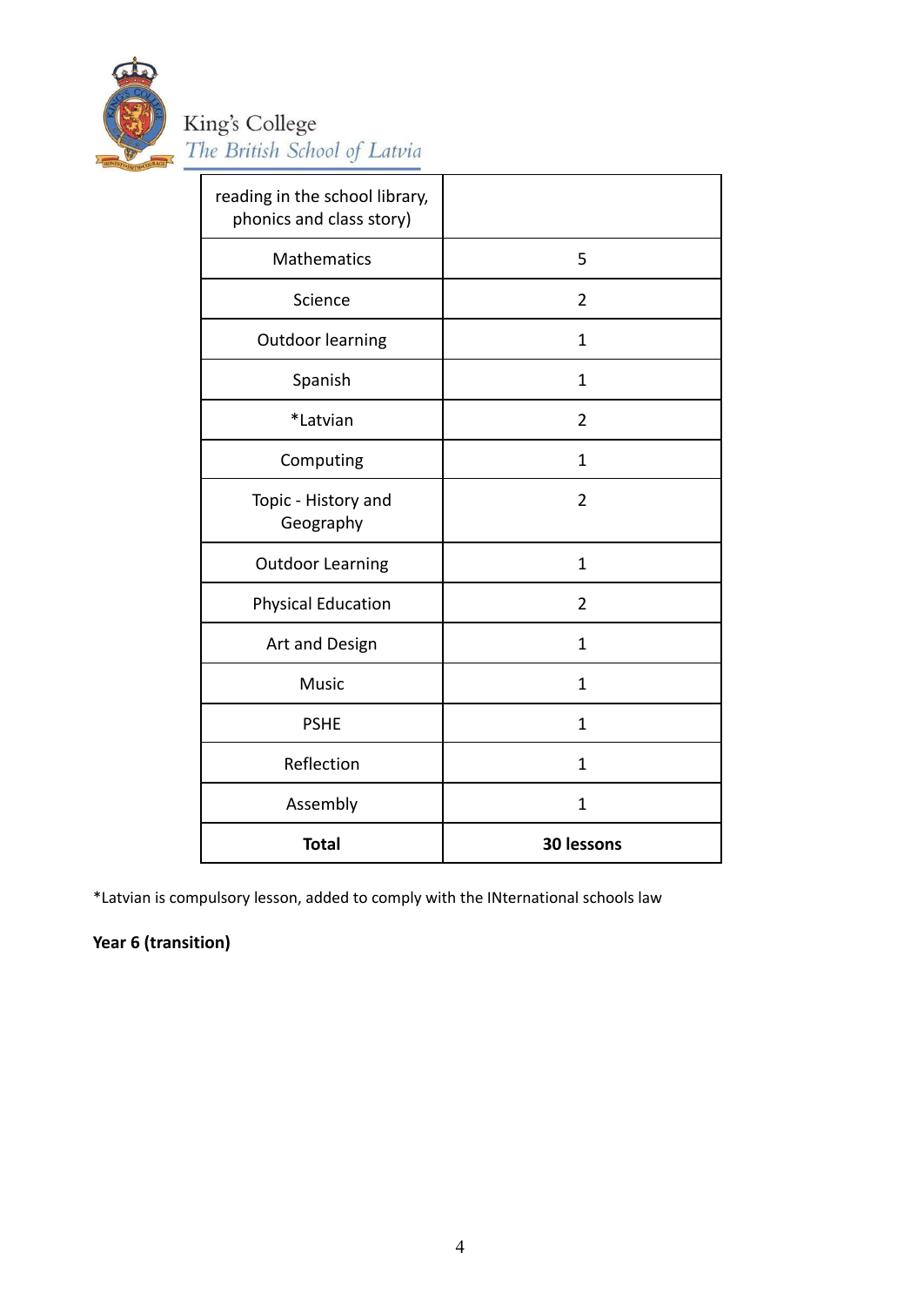| reading in the school library, phonics and class story) | |
|---|---|
| Mathematics | 5 |
| Science | 2 |
| Outdoor learning | 1 |
| Spanish | 1 |
| *Latvian | 2 |
| Computing | 1 |
| Topic - History and Geography | 2 |
| Outdoor Learning | 1 |
| Physical Education | 2 |
| Art and Design | 1 |
| Music | 1 |
| PSHE | 1 |
| Reflection | 1 |
| Assembly | 1 |
| **Total** | **30 lessons** |

*Latvian is compulsory lesson, added to comply with the INternational schools law

**Year 6 (transition)**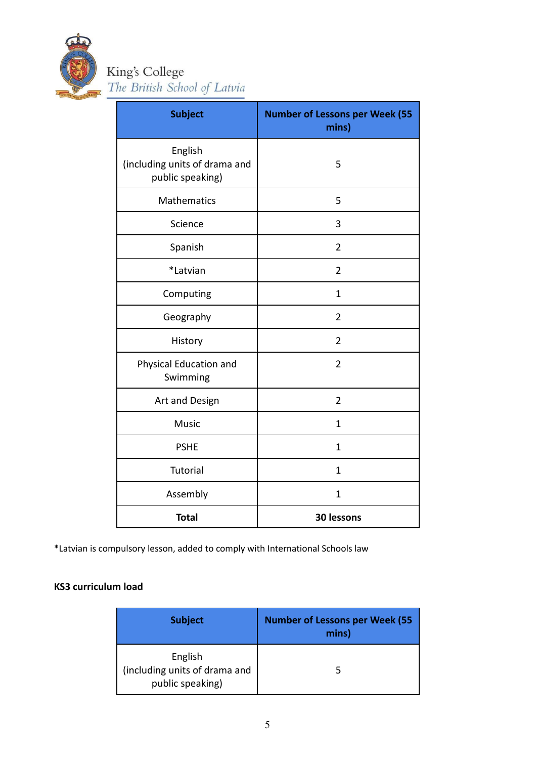| Subject | Number of Lessons per Week (55 mins) |
|---|---|
| English (including units of drama and public speaking) | 5 |
| Mathematics | 5 |
| Science | 3 |
| Spanish | 2 |
| *Latvian | 2 |
| Computing | 1 |
| Geography | 2 |
| History | 2 |
| Physical Education and Swimming | 2 |
| Art and Design | 2 |
| Music | 1 |
| PSHE | 1 |
| Tutorial | 1 |
| Assembly | 1 |
| **Total** | **30 lessons** |

*Latvian is compulsory lesson, added to comply with International Schools law

**KS3 curriculum load**

| Subject | Number of Lessons per Week (55 mins) |
|---|---|
| English (including units of drama and public speaking) | 5 |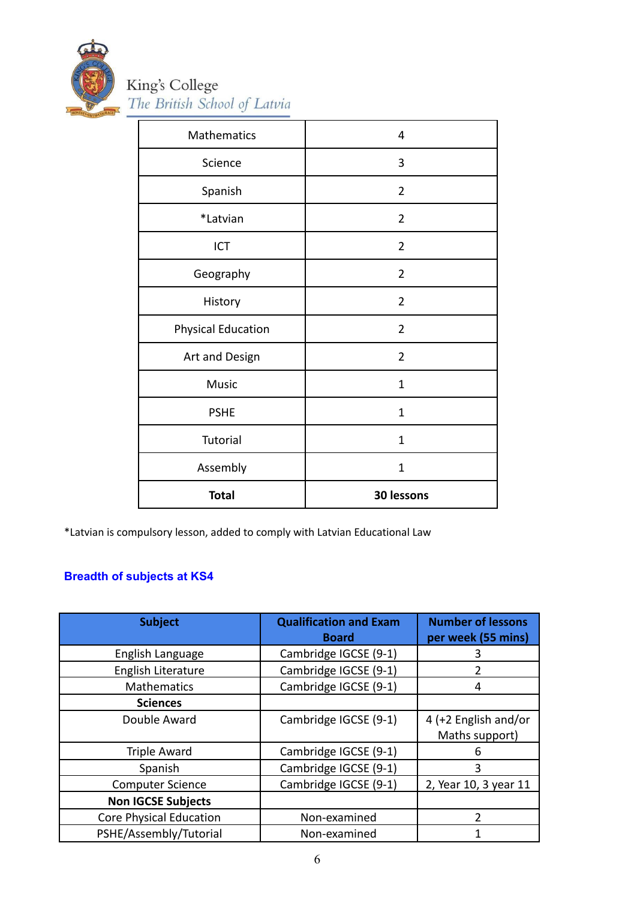| Mathematics | 4 |
|---|---|
| Science | 3 |
| Spanish | 2 |
| *Latvian | 2 |
| ICT | 2 |
| Geography | 2 |
| History | 2 |
| Physical Education | 2 |
| Art and Design | 2 |
| Music | 1 |
| PSHE | 1 |
| Tutorial | 1 |
| Assembly | 1 |
| **Total** | **30 lessons** |

*Latvian is compulsory lesson, added to comply with Latvian Educational Law

## Breadth of subjects at KS4

| Subject | Qualification and Exam Board | Number of lessons per week (55 mins) |
|---|---|---|
| English Language | Cambridge IGCSE (9-1) | 3 |
| English Literature | Cambridge IGCSE (9-1) | 2 |
| Mathematics | Cambridge IGCSE (9-1) | 4 |
| **Sciences** | | |
| Double Award | Cambridge IGCSE (9-1) | 4 (+2 English and/or Maths support) |
| Triple Award | Cambridge IGCSE (9-1) | 6 |
| Spanish | Cambridge IGCSE (9-1) | 3 |
| Computer Science | Cambridge IGCSE (9-1) | 2, Year 10, 3 year 11 |
| **Non IGCSE Subjects** | | |
| Core Physical Education | Non-examined | 2 |
| PSHE/Assembly/Tutorial | Non-examined | 1 |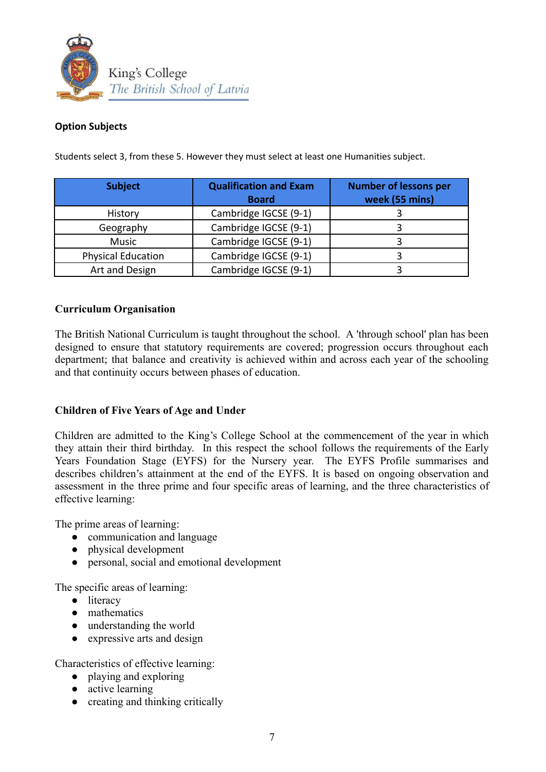King's College
*The British School of Latvia*

**Option Subjects**

Students select 3, from these 5. However they must select at least one Humanities subject.

| Subject | Qualification and Exam Board | Number of lessons per week (55 mins) |
|---|---|---|
| History | Cambridge IGCSE (9-1) | 3 |
| Geography | Cambridge IGCSE (9-1) | 3 |
| Music | Cambridge IGCSE (9-1) | 3 |
| Physical Education | Cambridge IGCSE (9-1) | 3 |
| Art and Design | Cambridge IGCSE (9-1) | 3 |

**Curriculum Organisation**

The British National Curriculum is taught throughout the school. A 'through school' plan has been designed to ensure that statutory requirements are covered; progression occurs throughout each department; that balance and creativity is achieved within and across each year of the schooling and that continuity occurs between phases of education.

**Children of Five Years of Age and Under**

Children are admitted to the King's College School at the commencement of the year in which they attain their third birthday. In this respect the school follows the requirements of the Early Years Foundation Stage (EYFS) for the Nursery year. The EYFS Profile summarises and describes children's attainment at the end of the EYFS. It is based on ongoing observation and assessment in the three prime and four specific areas of learning, and the three characteristics of effective learning:

The prime areas of learning:

- communication and language
- physical development
- personal, social and emotional development

The specific areas of learning:

- literacy
- mathematics
- understanding the world
- expressive arts and design

Characteristics of effective learning:

- playing and exploring
- active learning
- creating and thinking critically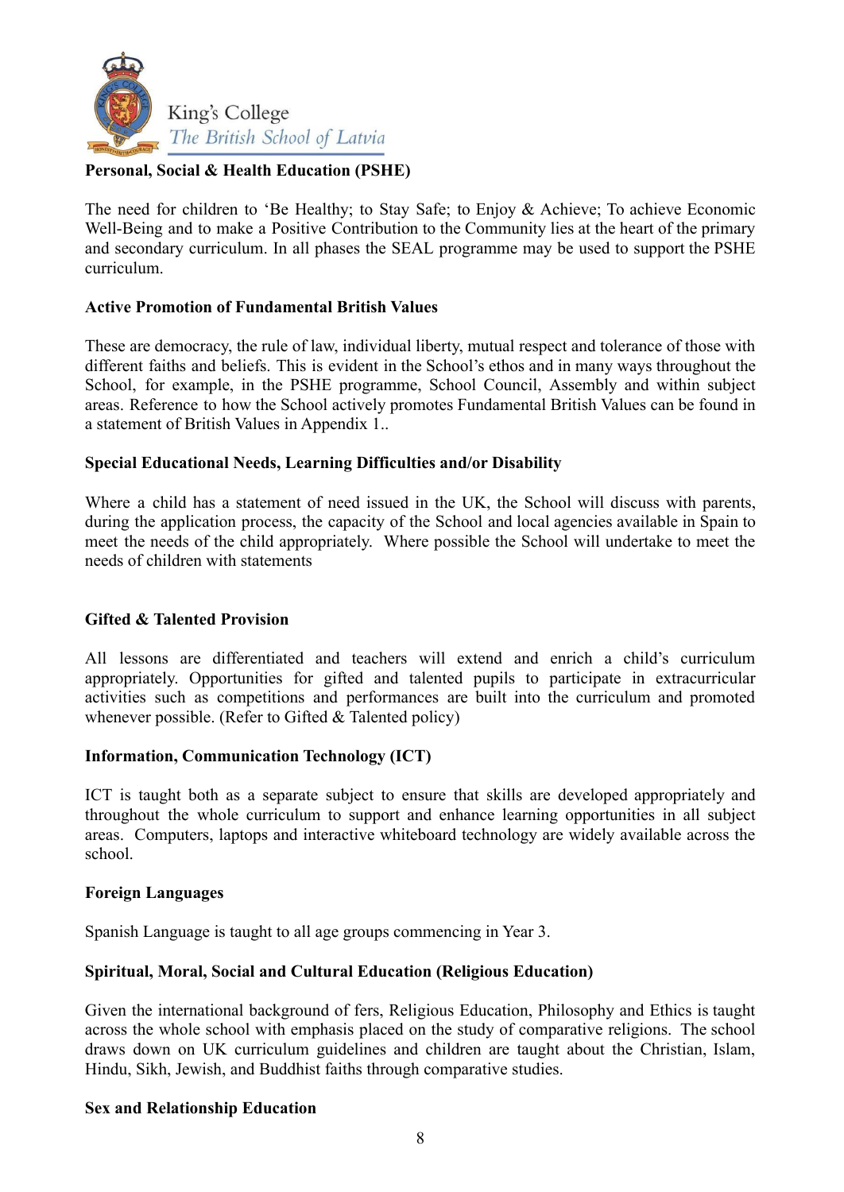## Personal, Social & Health Education (PSHE)

The need for children to 'Be Healthy; to Stay Safe; to Enjoy & Achieve; To achieve Economic Well-Being and to make a Positive Contribution to the Community lies at the heart of the primary and secondary curriculum. In all phases the SEAL programme may be used to support the PSHE curriculum.

## Active Promotion of Fundamental British Values

These are democracy, the rule of law, individual liberty, mutual respect and tolerance of those with different faiths and beliefs. This is evident in the School's ethos and in many ways throughout the School, for example, in the PSHE programme, School Council, Assembly and within subject areas. Reference to how the School actively promotes Fundamental British Values can be found in a statement of British Values in Appendix 1..

## Special Educational Needs, Learning Difficulties and/or Disability

Where a child has a statement of need issued in the UK, the School will discuss with parents, during the application process, the capacity of the School and local agencies available in Spain to meet the needs of the child appropriately. Where possible the School will undertake to meet the needs of children with statements

## Gifted & Talented Provision

All lessons are differentiated and teachers will extend and enrich a child's curriculum appropriately. Opportunities for gifted and talented pupils to participate in extracurricular activities such as competitions and performances are built into the curriculum and promoted whenever possible. (Refer to Gifted & Talented policy)

## Information, Communication Technology (ICT)

ICT is taught both as a separate subject to ensure that skills are developed appropriately and throughout the whole curriculum to support and enhance learning opportunities in all subject areas. Computers, laptops and interactive whiteboard technology are widely available across the school.

## Foreign Languages

Spanish Language is taught to all age groups commencing in Year 3.

## Spiritual, Moral, Social and Cultural Education (Religious Education)

Given the international background of fers, Religious Education, Philosophy and Ethics is taught across the whole school with emphasis placed on the study of comparative religions. The school draws down on UK curriculum guidelines and children are taught about the Christian, Islam, Hindu, Sikh, Jewish, and Buddhist faiths through comparative studies.

## Sex and Relationship Education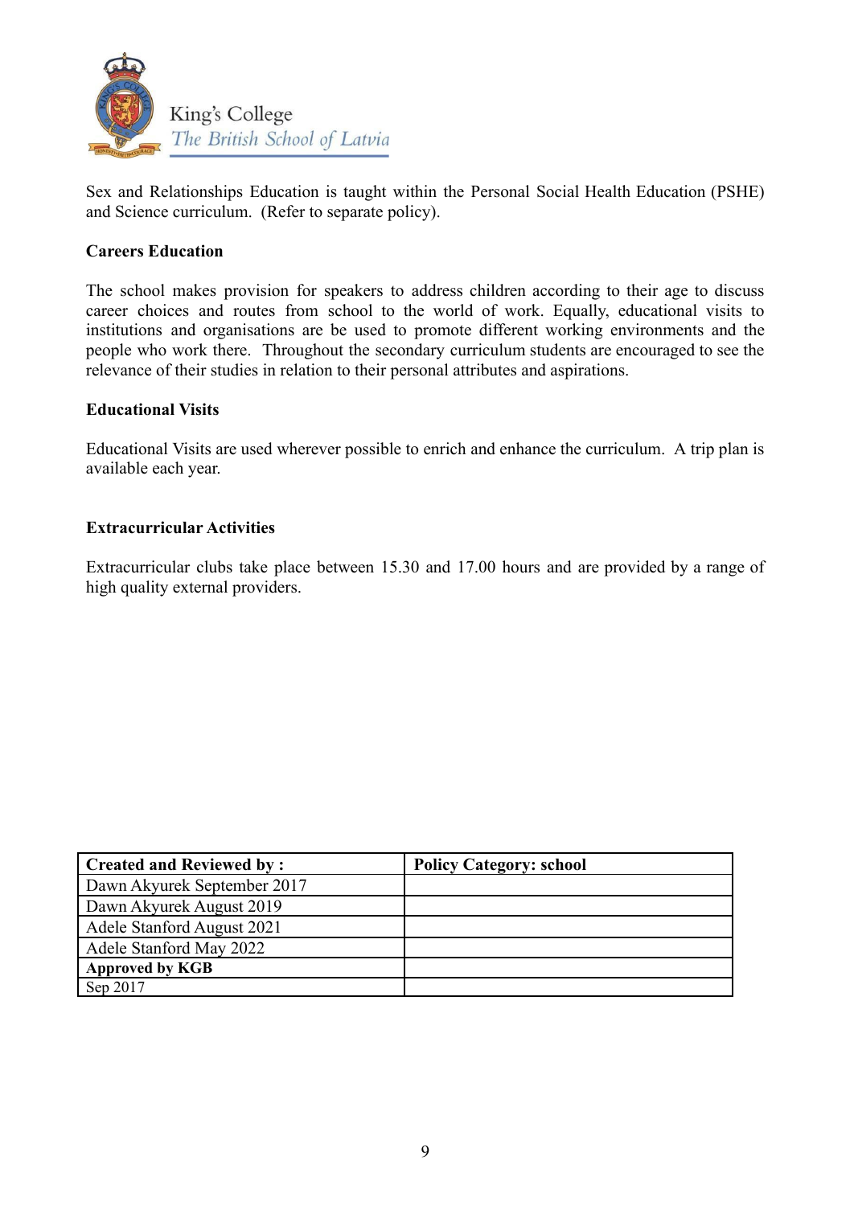Sex and Relationships Education is taught within the Personal Social Health Education (PSHE) and Science curriculum. (Refer to separate policy).

**Careers Education**

The school makes provision for speakers to address children according to their age to discuss career choices and routes from school to the world of work. Equally, educational visits to institutions and organisations are be used to promote different working environments and the people who work there. Throughout the secondary curriculum students are encouraged to see the relevance of their studies in relation to their personal attributes and aspirations.

**Educational Visits**

Educational Visits are used wherever possible to enrich and enhance the curriculum. A trip plan is available each year.

**Extracurricular Activities**

Extracurricular clubs take place between 15.30 and 17.00 hours and are provided by a range of high quality external providers.

| **Created and Reviewed by :** | **Policy Category: school** |
| --- | --- |
| Dawn Akyurek September 2017 | |
| Dawn Akyurek August 2019 | |
| Adele Stanford August 2021 | |
| Adele Stanford May 2022 | |
| **Approved by KGB** | |
| Sep 2017 | |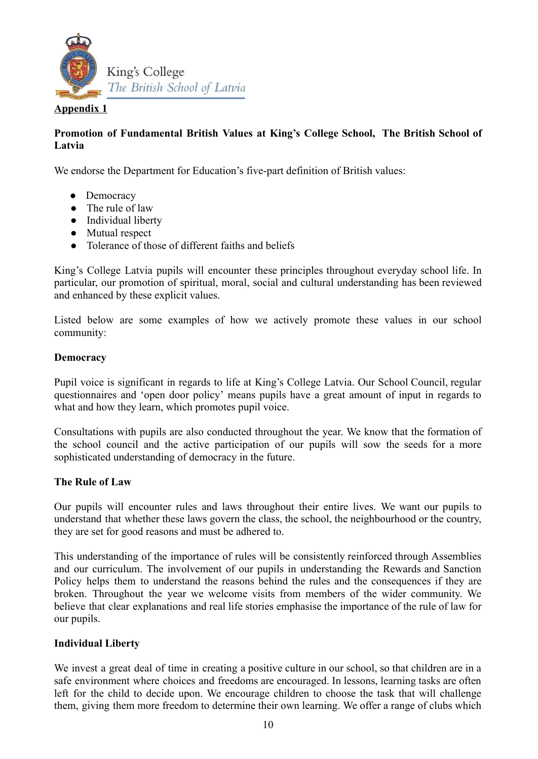King's College
*The British School of Latvia*

**Appendix 1**

**Promotion of Fundamental British Values at King's College School, The British School of Latvia**

We endorse the Department for Education's five-part definition of British values:

- Democracy
- The rule of law
- Individual liberty
- Mutual respect
- Tolerance of those of different faiths and beliefs

King's College Latvia pupils will encounter these principles throughout everyday school life. In particular, our promotion of spiritual, moral, social and cultural understanding has been reviewed and enhanced by these explicit values.

Listed below are some examples of how we actively promote these values in our school community:

**Democracy**

Pupil voice is significant in regards to life at King's College Latvia. Our School Council, regular questionnaires and 'open door policy' means pupils have a great amount of input in regards to what and how they learn, which promotes pupil voice.

Consultations with pupils are also conducted throughout the year. We know that the formation of the school council and the active participation of our pupils will sow the seeds for a more sophisticated understanding of democracy in the future.

**The Rule of Law**

Our pupils will encounter rules and laws throughout their entire lives. We want our pupils to understand that whether these laws govern the class, the school, the neighbourhood or the country, they are set for good reasons and must be adhered to.

This understanding of the importance of rules will be consistently reinforced through Assemblies and our curriculum. The involvement of our pupils in understanding the Rewards and Sanction Policy helps them to understand the reasons behind the rules and the consequences if they are broken. Throughout the year we welcome visits from members of the wider community. We believe that clear explanations and real life stories emphasise the importance of the rule of law for our pupils.

**Individual Liberty**

We invest a great deal of time in creating a positive culture in our school, so that children are in a safe environment where choices and freedoms are encouraged. In lessons, learning tasks are often left for the child to decide upon. We encourage children to choose the task that will challenge them, giving them more freedom to determine their own learning. We offer a range of clubs which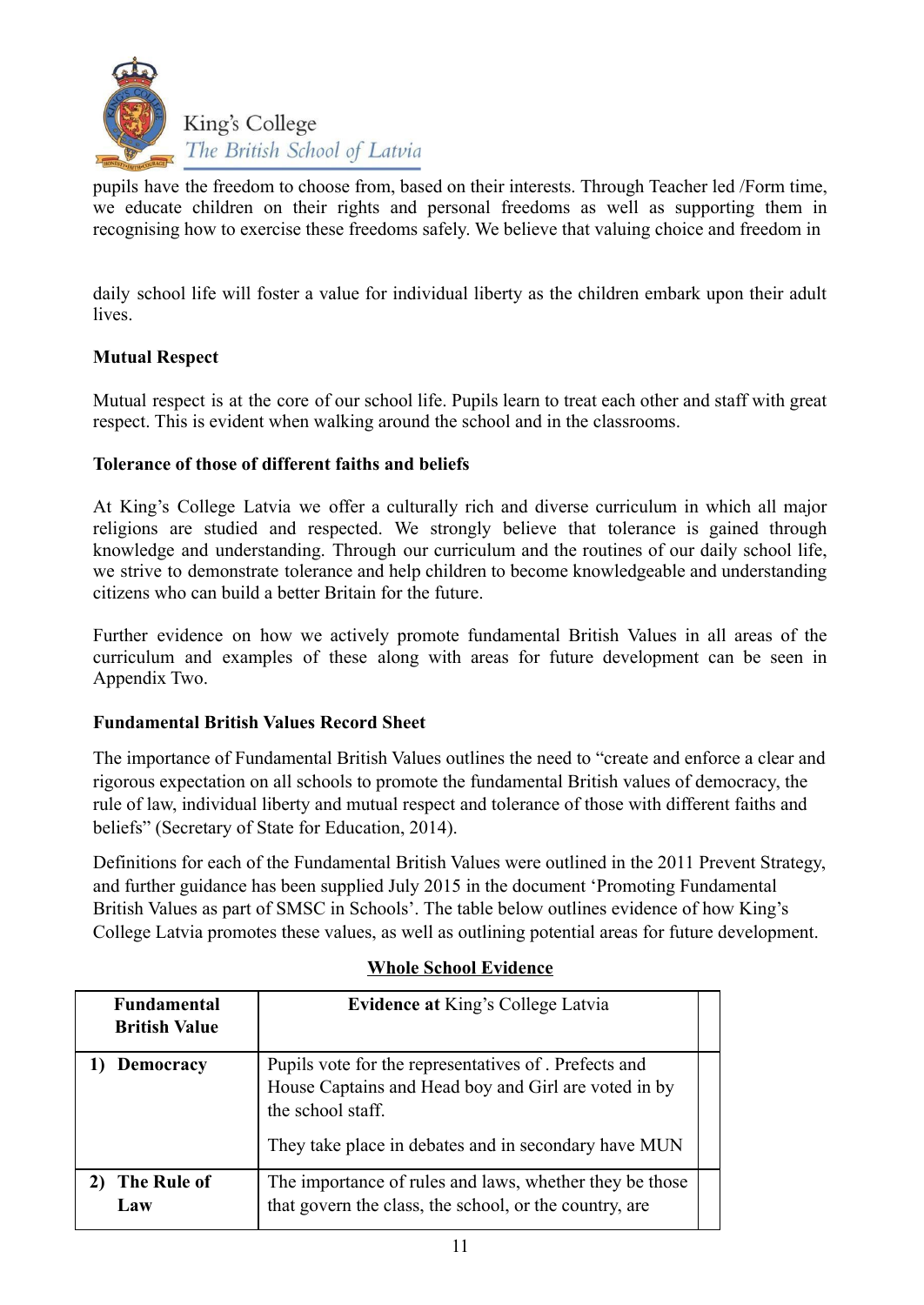pupils have the freedom to choose from, based on their interests. Through Teacher led /Form time, we educate children on their rights and personal freedoms as well as supporting them in recognising how to exercise these freedoms safely. We believe that valuing choice and freedom in

daily school life will foster a value for individual liberty as the children embark upon their adult lives.

**Mutual Respect**

Mutual respect is at the core of our school life. Pupils learn to treat each other and staff with great respect. This is evident when walking around the school and in the classrooms.

**Tolerance of those of different faiths and beliefs**

At King's College Latvia we offer a culturally rich and diverse curriculum in which all major religions are studied and respected. We strongly believe that tolerance is gained through knowledge and understanding. Through our curriculum and the routines of our daily school life, we strive to demonstrate tolerance and help children to become knowledgeable and understanding citizens who can build a better Britain for the future.

Further evidence on how we actively promote fundamental British Values in all areas of the curriculum and examples of these along with areas for future development can be seen in Appendix Two.

**Fundamental British Values Record Sheet**

The importance of Fundamental British Values outlines the need to "create and enforce a clear and rigorous expectation on all schools to promote the fundamental British values of democracy, the rule of law, individual liberty and mutual respect and tolerance of those with different faiths and beliefs" (Secretary of State for Education, 2014).

Definitions for each of the Fundamental British Values were outlined in the 2011 Prevent Strategy, and further guidance has been supplied July 2015 in the document 'Promoting Fundamental British Values as part of SMSC in Schools'. The table below outlines evidence of how King's College Latvia promotes these values, as well as outlining potential areas for future development.

**Whole School Evidence**

| Fundamental British Value | **Evidence at** King's College Latvia | |
|---|---|---|
| **1) Democracy** | Pupils vote for the representatives of . Prefects and House Captains and Head boy and Girl are voted in by the school staff.<br><br>They take place in debates and in secondary have MUN | |
| **2) The Rule of Law** | The importance of rules and laws, whether they be those that govern the class, the school, or the country, are | |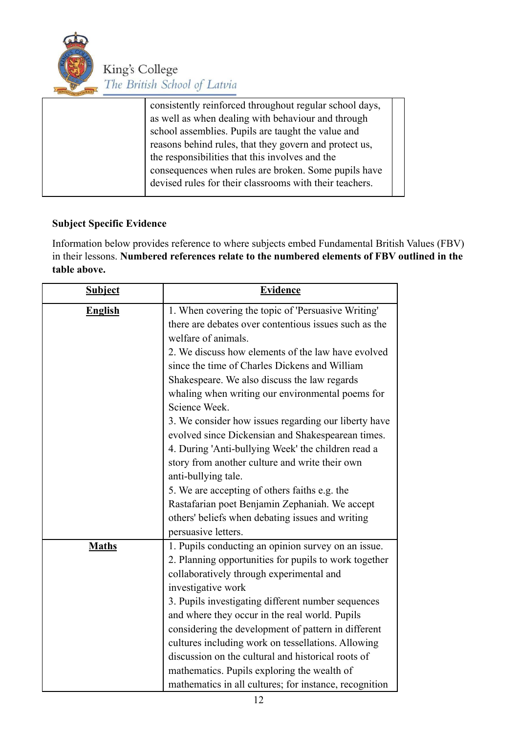| | consistently reinforced throughout regular school days, as well as when dealing with behaviour and through school assemblies. Pupils are taught the value and reasons behind rules, that they govern and protect us, the responsibilities that this involves and the consequences when rules are broken. Some pupils have devised rules for their classrooms with their teachers. | |
|---|---|---|

**Subject Specific Evidence**

Information below provides reference to where subjects embed Fundamental British Values (FBV) in their lessons. **Numbered references relate to the numbered elements of FBV outlined in the table above.**

| Subject | Evidence |
|---|---|
| **English** | 1. When covering the topic of 'Persuasive Writing' there are debates over contentious issues such as the welfare of animals.<br>2. We discuss how elements of the law have evolved since the time of Charles Dickens and William Shakespeare. We also discuss the law regards whaling when writing our environmental poems for Science Week.<br>3. We consider how issues regarding our liberty have evolved since Dickensian and Shakespearean times.<br>4. During 'Anti-bullying Week' the children read a story from another culture and write their own anti-bullying tale.<br>5. We are accepting of others faiths e.g. the Rastafarian poet Benjamin Zephaniah. We accept others' beliefs when debating issues and writing persuasive letters. |
| **Maths** | 1. Pupils conducting an opinion survey on an issue.<br>2. Planning opportunities for pupils to work together collaboratively through experimental and investigative work<br>3. Pupils investigating different number sequences and where they occur in the real world. Pupils considering the development of pattern in different cultures including work on tessellations. Allowing discussion on the cultural and historical roots of mathematics. Pupils exploring the wealth of mathematics in all cultures; for instance, recognition |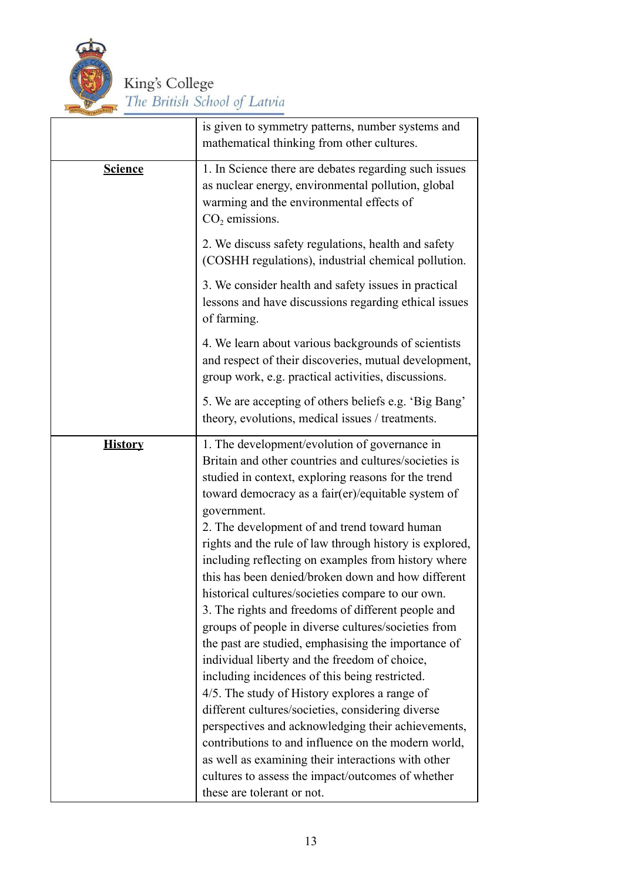| | |
|---|---|
| | is given to symmetry patterns, number systems and mathematical thinking from other cultures. |
| **Science** | 1. In Science there are debates regarding such issues as nuclear energy, environmental pollution, global warming and the environmental effects of $CO_2$ emissions.<br><br>2. We discuss safety regulations, health and safety (COSHH regulations), industrial chemical pollution.<br><br>3. We consider health and safety issues in practical lessons and have discussions regarding ethical issues of farming.<br><br>4. We learn about various backgrounds of scientists and respect of their discoveries, mutual development, group work, e.g. practical activities, discussions.<br><br>5. We are accepting of others beliefs e.g. 'Big Bang' theory, evolutions, medical issues / treatments. |
| **History** | 1. The development/evolution of governance in Britain and other countries and cultures/societies is studied in context, exploring reasons for the trend toward democracy as a fair(er)/equitable system of government.<br>2. The development of and trend toward human rights and the rule of law through history is explored, including reflecting on examples from history where this has been denied/broken down and how different historical cultures/societies compare to our own.<br>3. The rights and freedoms of different people and groups of people in diverse cultures/societies from the past are studied, emphasising the importance of individual liberty and the freedom of choice, including incidences of this being restricted.<br>4/5. The study of History explores a range of different cultures/societies, considering diverse perspectives and acknowledging their achievements, contributions to and influence on the modern world, as well as examining their interactions with other cultures to assess the impact/outcomes of whether these are tolerant or not. |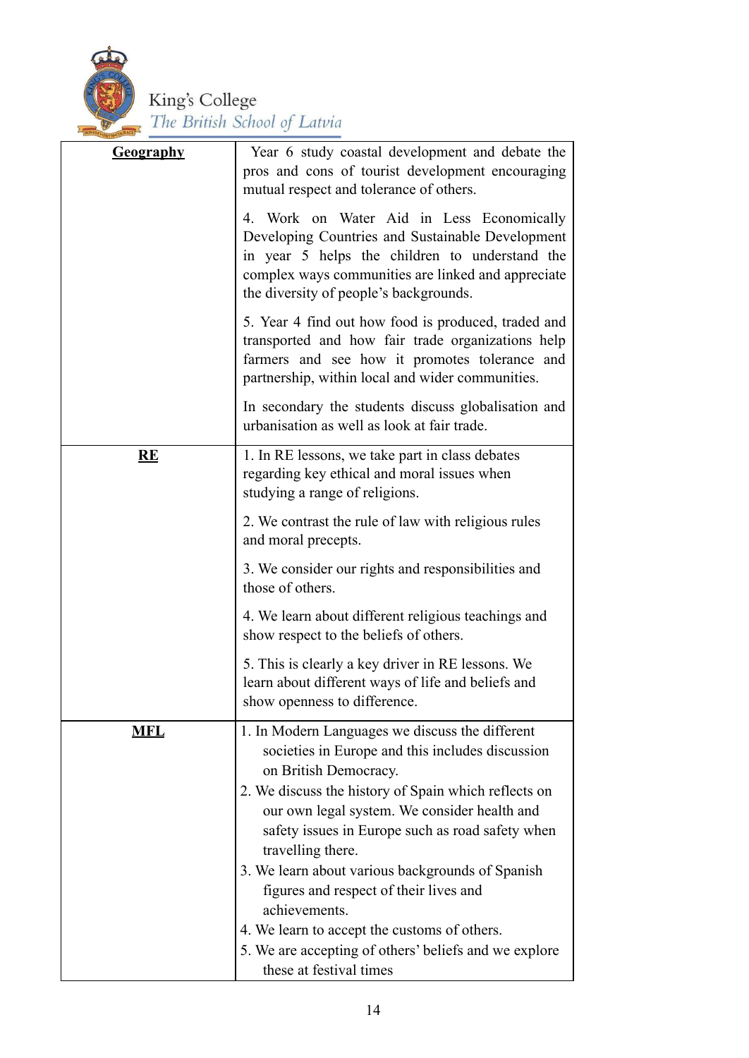| | |
|---|---|
| **Geography** | Year 6 study coastal development and debate the pros and cons of tourist development encouraging mutual respect and tolerance of others.<br><br>4. Work on Water Aid in Less Economically Developing Countries and Sustainable Development in year 5 helps the children to understand the complex ways communities are linked and appreciate the diversity of people's backgrounds.<br><br>5. Year 4 find out how food is produced, traded and transported and how fair trade organizations help farmers and see how it promotes tolerance and partnership, within local and wider communities.<br><br>In secondary the students discuss globalisation and urbanisation as well as look at fair trade. |
| **RE** | 1. In RE lessons, we take part in class debates regarding key ethical and moral issues when studying a range of religions.<br><br>2. We contrast the rule of law with religious rules and moral precepts.<br><br>3. We consider our rights and responsibilities and those of others.<br><br>4. We learn about different religious teachings and show respect to the beliefs of others.<br><br>5. This is clearly a key driver in RE lessons. We learn about different ways of life and beliefs and show openness to difference. |
| **MFL** | 1. In Modern Languages we discuss the different societies in Europe and this includes discussion on British Democracy.<br>2. We discuss the history of Spain which reflects on our own legal system. We consider health and safety issues in Europe such as road safety when travelling there.<br>3. We learn about various backgrounds of Spanish figures and respect of their lives and achievements.<br>4. We learn to accept the customs of others.<br>5. We are accepting of others' beliefs and we explore these at festival times |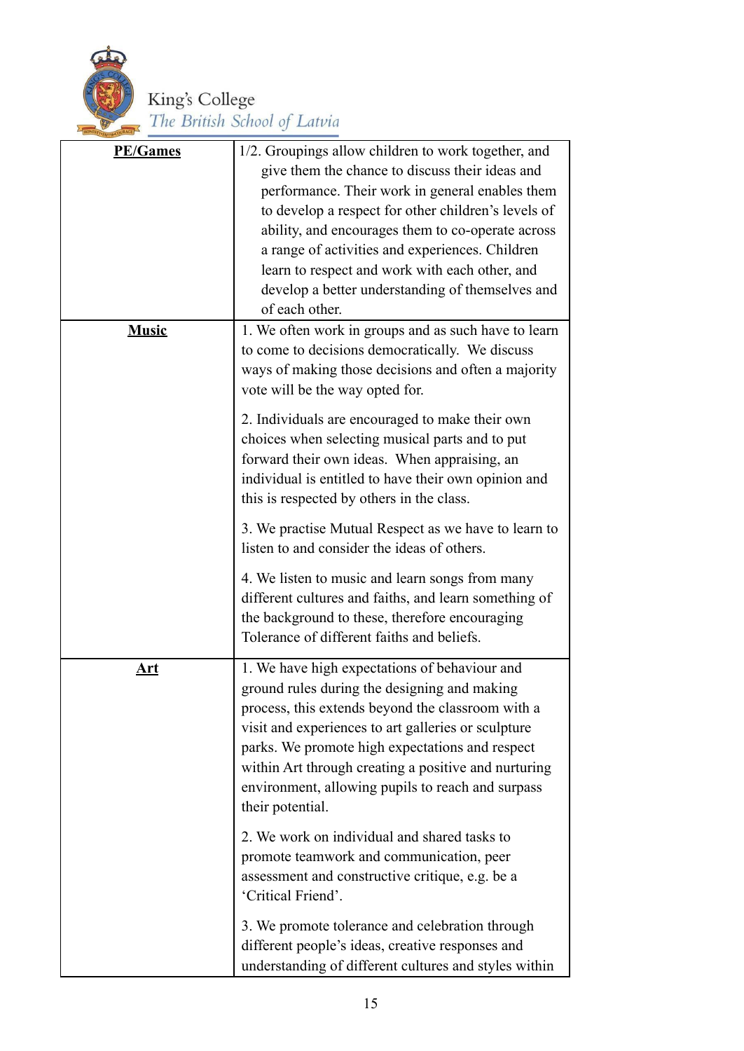| | |
|---|---|
| **PE/Games** | 1/2. Groupings allow children to work together, and give them the chance to discuss their ideas and performance. Their work in general enables them to develop a respect for other children's levels of ability, and encourages them to co-operate across a range of activities and experiences. Children learn to respect and work with each other, and develop a better understanding of themselves and of each other. |
| **Music** | 1. We often work in groups and as such have to learn to come to decisions democratically. We discuss ways of making those decisions and often a majority vote will be the way opted for.<br><br>2. Individuals are encouraged to make their own choices when selecting musical parts and to put forward their own ideas. When appraising, an individual is entitled to have their own opinion and this is respected by others in the class.<br><br>3. We practise Mutual Respect as we have to learn to listen to and consider the ideas of others.<br><br>4. We listen to music and learn songs from many different cultures and faiths, and learn something of the background to these, therefore encouraging Tolerance of different faiths and beliefs. |
| **Art** | 1. We have high expectations of behaviour and ground rules during the designing and making process, this extends beyond the classroom with a visit and experiences to art galleries or sculpture parks. We promote high expectations and respect within Art through creating a positive and nurturing environment, allowing pupils to reach and surpass their potential.<br><br>2. We work on individual and shared tasks to promote teamwork and communication, peer assessment and constructive critique, e.g. be a 'Critical Friend'.<br><br>3. We promote tolerance and celebration through different people's ideas, creative responses and understanding of different cultures and styles within |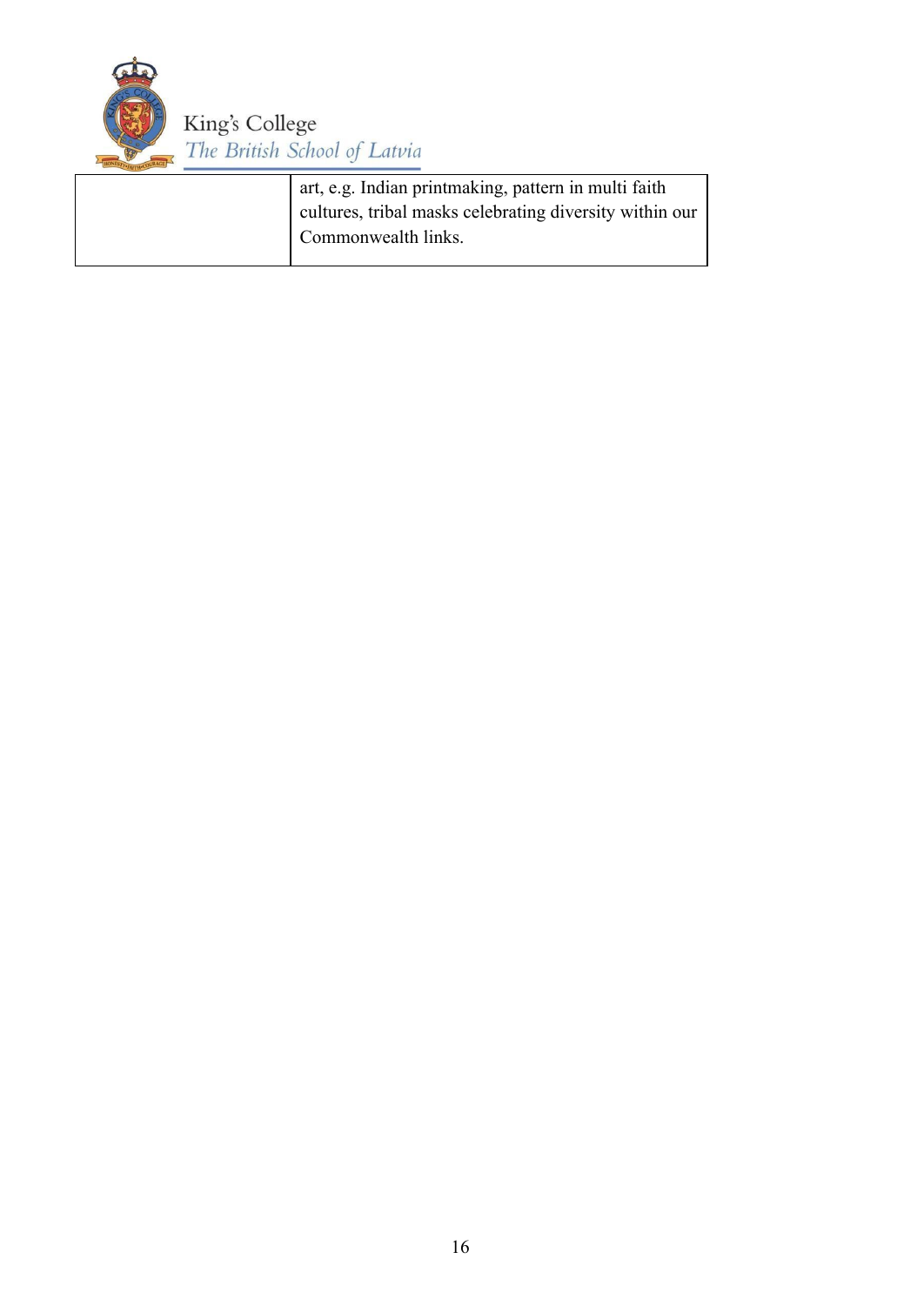| | |
|---|---|
| | art, e.g. Indian printmaking, pattern in multi faith cultures, tribal masks celebrating diversity within our Commonwealth links. |